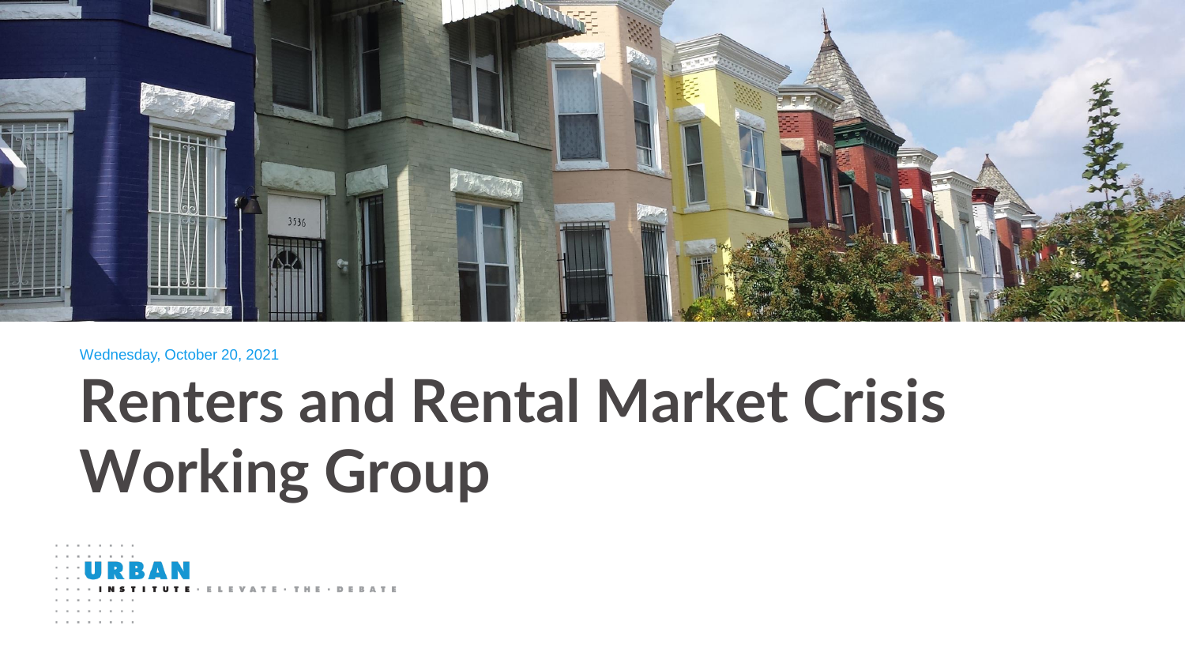Wednesday, October 20, 2021

# Renters and Rental Market Crisis Working Group

URBAN INSTITUTE · ELEVATE · THE · DEBATE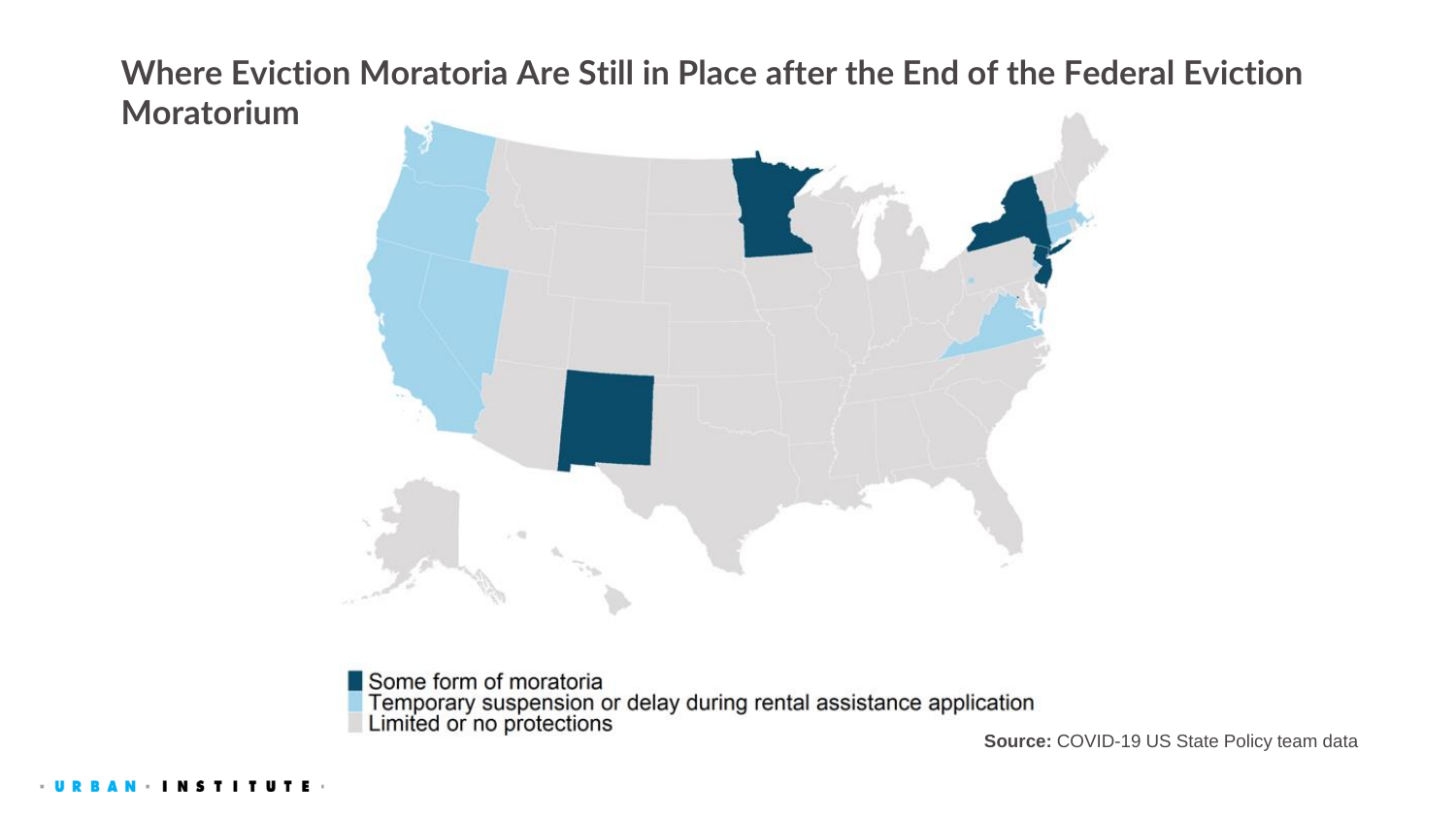# Where Eviction Moratoria Are Still in Place after the End of the Federal Eviction Moratorium

- Some form of moratoria
- Temporary suspension or delay during rental assistance application
- Limited or no protections

**Source:** COVID-19 US State Policy team data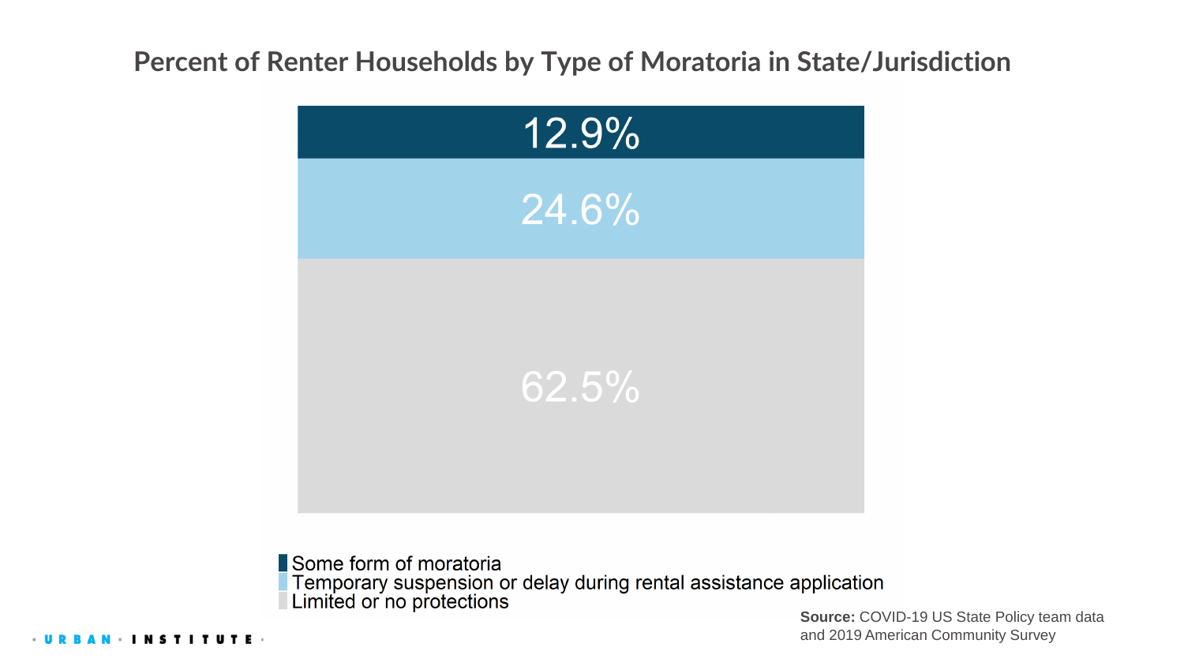# Percent of Renter Households by Type of Moratoria in State/Jurisdiction

12.9%

24.6%

62.5%

- Some form of moratoria
- Temporary suspension or delay during rental assistance application
- Limited or no protections

**Source:** COVID-19 US State Policy team data and 2019 American Community Survey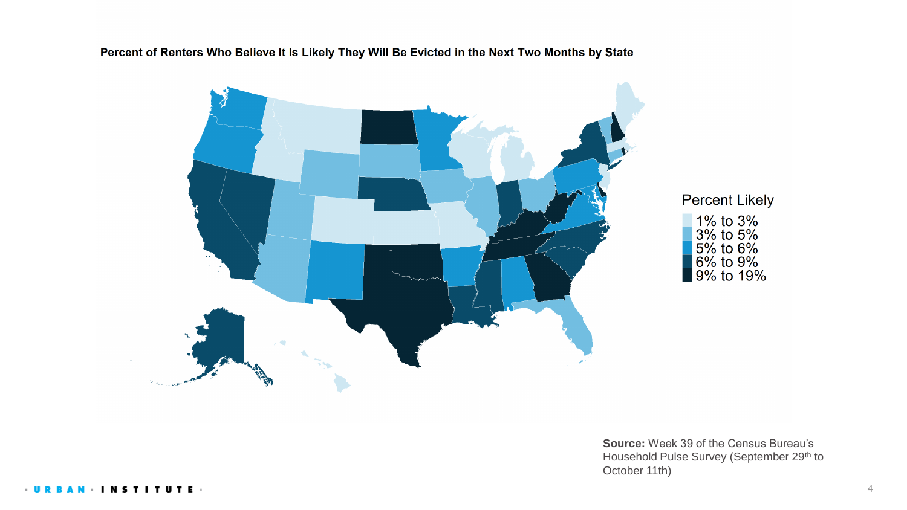**Percent of Renters Who Believe It Is Likely They Will Be Evicted in the Next Two Months by State**

Percent Likely

- 1% to 3%
- 3% to 5%
- 5% to 6%
- 6% to 9%
- 9% to 19%

**Source:** Week 39 of the Census Bureau's Household Pulse Survey (September 29th to October 11th)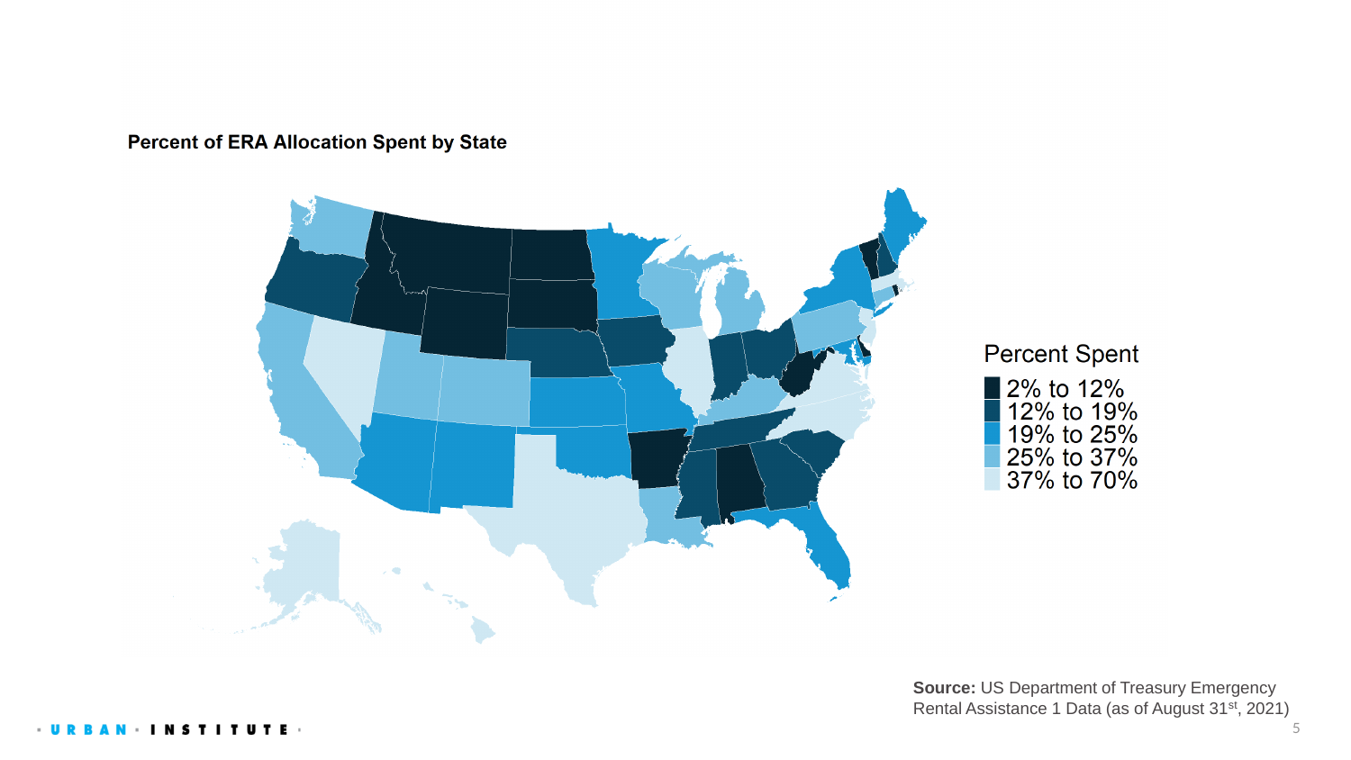**Percent of ERA Allocation Spent by State**

Percent Spent

- 2% to 12%
- 12% to 19%
- 19% to 25%
- 25% to 37%
- 37% to 70%

**Source:** US Department of Treasury Emergency Rental Assistance 1 Data (as of August 31st, 2021)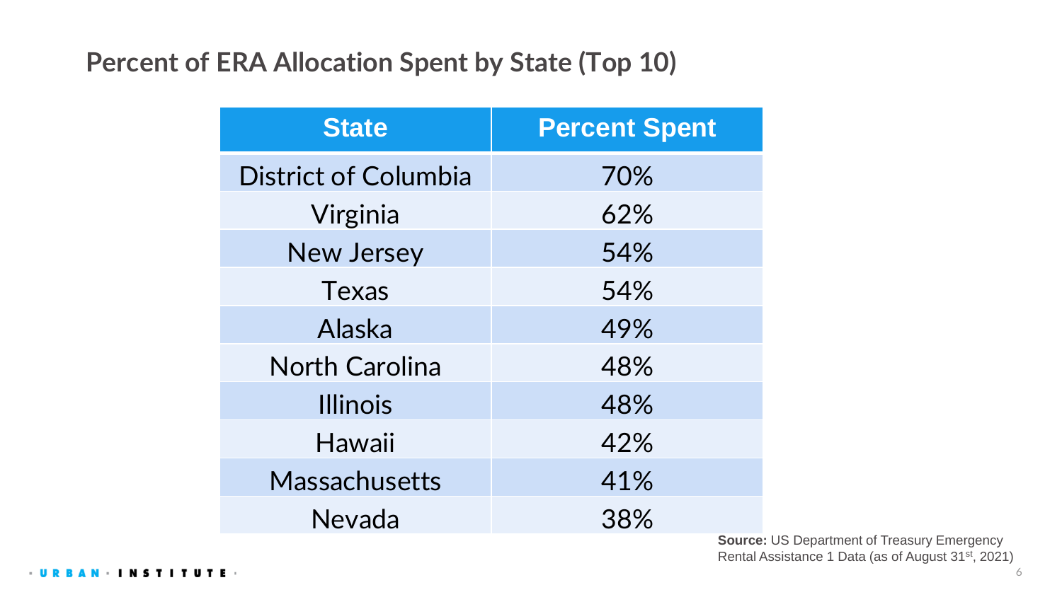## Percent of ERA Allocation Spent by State (Top 10)

| State | Percent Spent |
|---|---|
| District of Columbia | 70% |
| Virginia | 62% |
| New Jersey | 54% |
| Texas | 54% |
| Alaska | 49% |
| North Carolina | 48% |
| Illinois | 48% |
| Hawaii | 42% |
| Massachusetts | 41% |
| Nevada | 38% |

**Source:** US Department of Treasury Emergency Rental Assistance 1 Data (as of August 31st, 2021)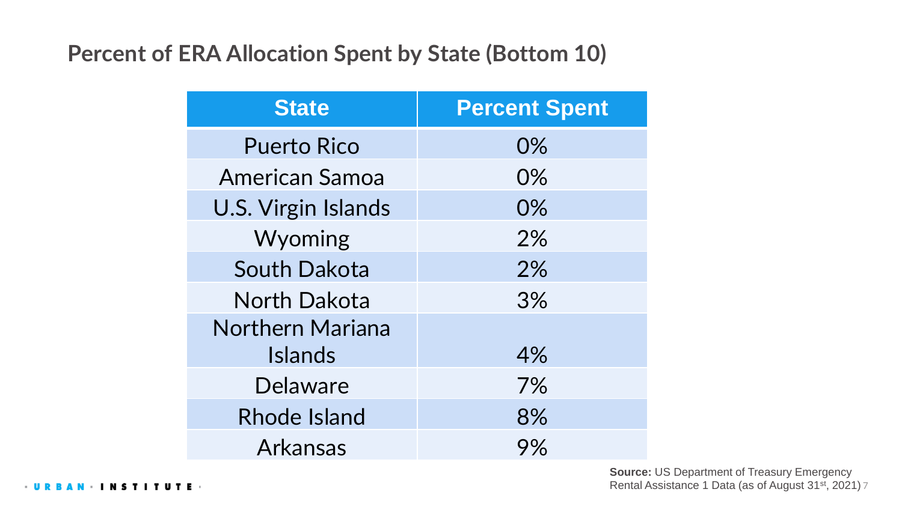## Percent of ERA Allocation Spent by State (Bottom 10)

| State | Percent Spent |
|---|---|
| Puerto Rico | 0% |
| American Samoa | 0% |
| U.S. Virgin Islands | 0% |
| Wyoming | 2% |
| South Dakota | 2% |
| North Dakota | 3% |
| Northern Mariana Islands | 4% |
| Delaware | 7% |
| Rhode Island | 8% |
| Arkansas | 9% |

**Source:** US Department of Treasury Emergency Rental Assistance 1 Data (as of August 31st, 2021)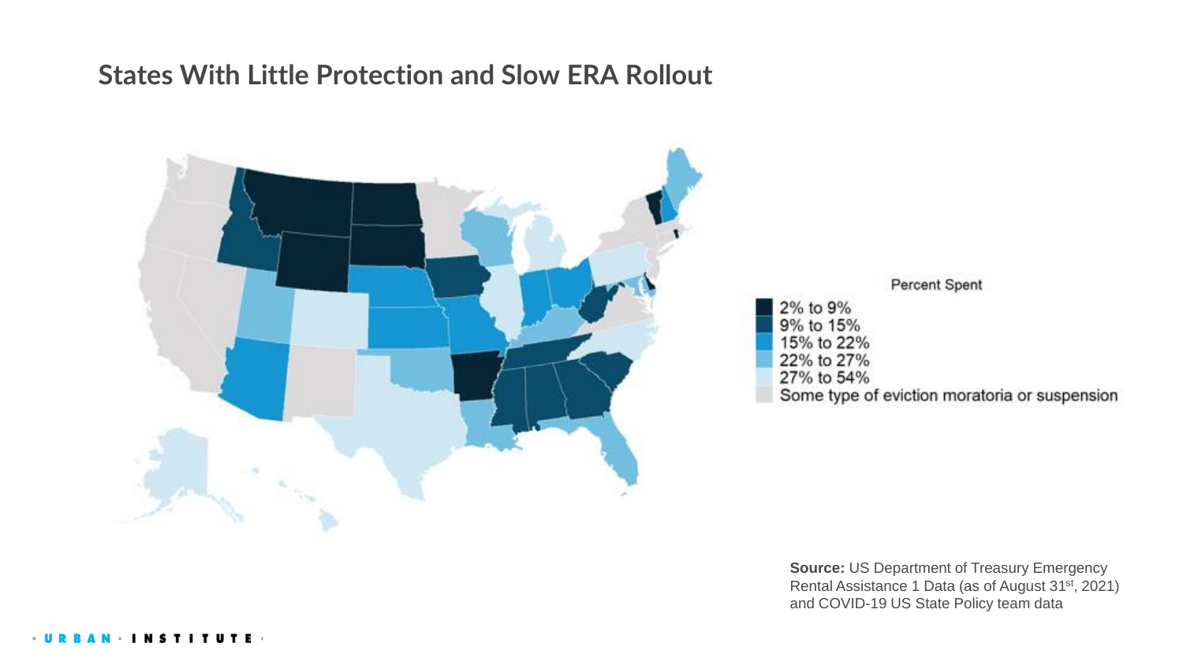## States With Little Protection and Slow ERA Rollout

Percent Spent

- 2% to 9%
- 9% to 15%
- 15% to 22%
- 22% to 27%
- 27% to 54%
- Some type of eviction moratoria or suspension

**Source:** US Department of Treasury Emergency Rental Assistance 1 Data (as of August 31st, 2021) and COVID-19 US State Policy team data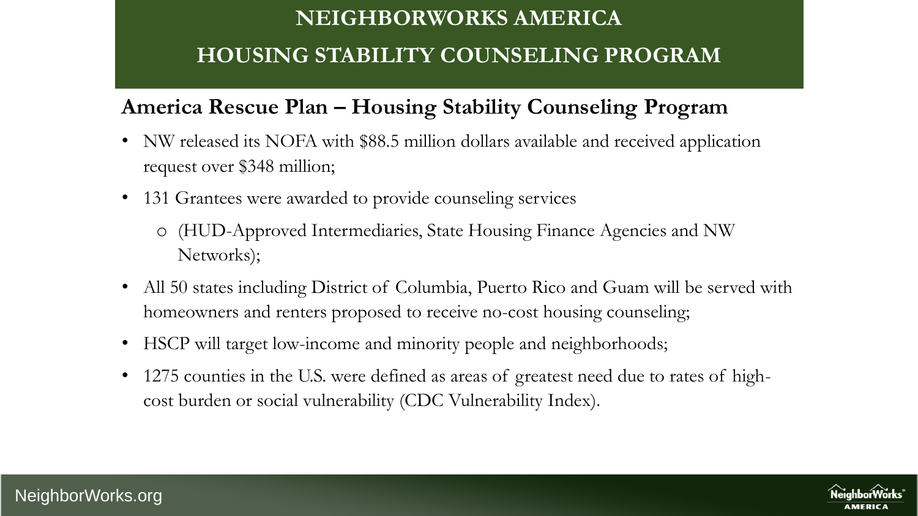# NEIGHBORWORKS AMERICA

# HOUSING STABILITY COUNSELING PROGRAM

## America Rescue Plan – Housing Stability Counseling Program

- NW released its NOFA with $88.5 million dollars available and received application request over $348 million;
- 131 Grantees were awarded to provide counseling services
  - (HUD-Approved Intermediaries, State Housing Finance Agencies and NW Networks);
- All 50 states including District of Columbia, Puerto Rico and Guam will be served with homeowners and renters proposed to receive no-cost housing counseling;
- HSCP will target low-income and minority people and neighborhoods;
- 1275 counties in the U.S. were defined as areas of greatest need due to rates of high-cost burden or social vulnerability (CDC Vulnerability Index).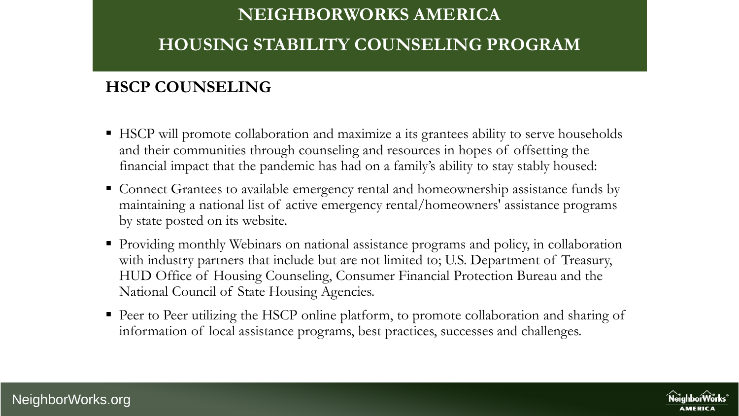# NEIGHBORWORKS AMERICA

# HOUSING STABILITY COUNSELING PROGRAM

## HSCP COUNSELING

- HSCP will promote collaboration and maximize a its grantees ability to serve households and their communities through counseling and resources in hopes of offsetting the financial impact that the pandemic has had on a family's ability to stay stably housed:
- Connect Grantees to available emergency rental and homeownership assistance funds by maintaining a national list of active emergency rental/homeowners' assistance programs by state posted on its website.
- Providing monthly Webinars on national assistance programs and policy, in collaboration with industry partners that include but are not limited to; U.S. Department of Treasury, HUD Office of Housing Counseling, Consumer Financial Protection Bureau and the National Council of State Housing Agencies.
- Peer to Peer utilizing the HSCP online platform, to promote collaboration and sharing of information of local assistance programs, best practices, successes and challenges.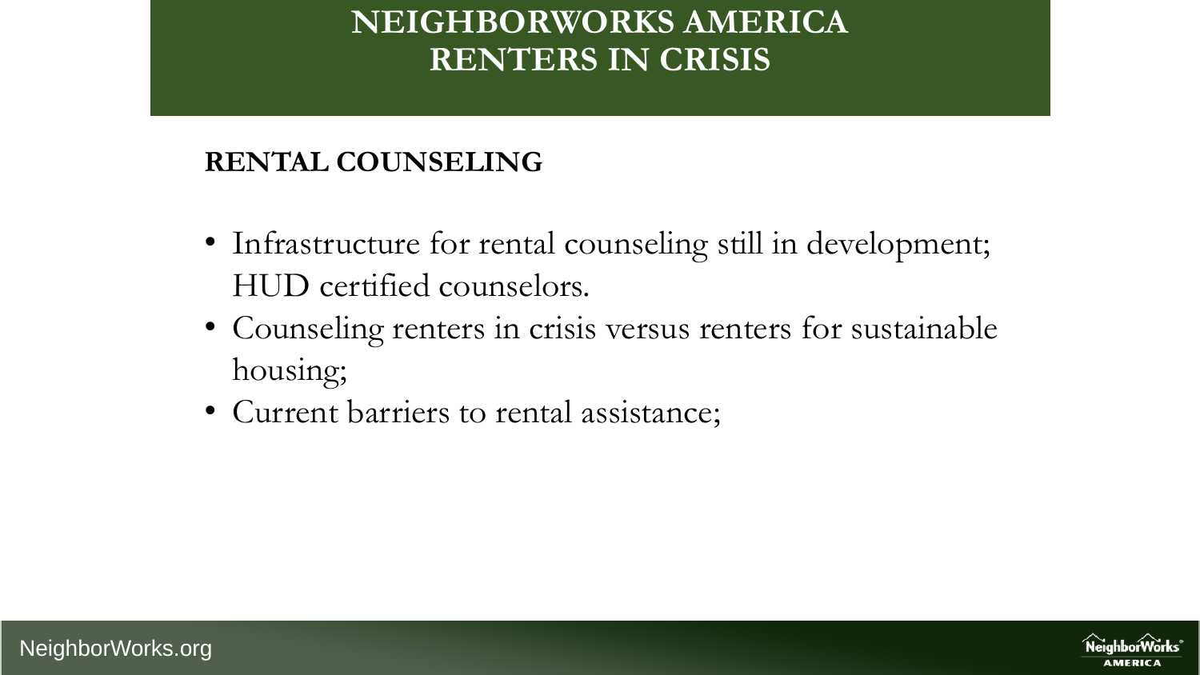# NEIGHBORWORKS AMERICA RENTERS IN CRISIS

## RENTAL COUNSELING

- Infrastructure for rental counseling still in development; HUD certified counselors.
- Counseling renters in crisis versus renters for sustainable housing;
- Current barriers to rental assistance;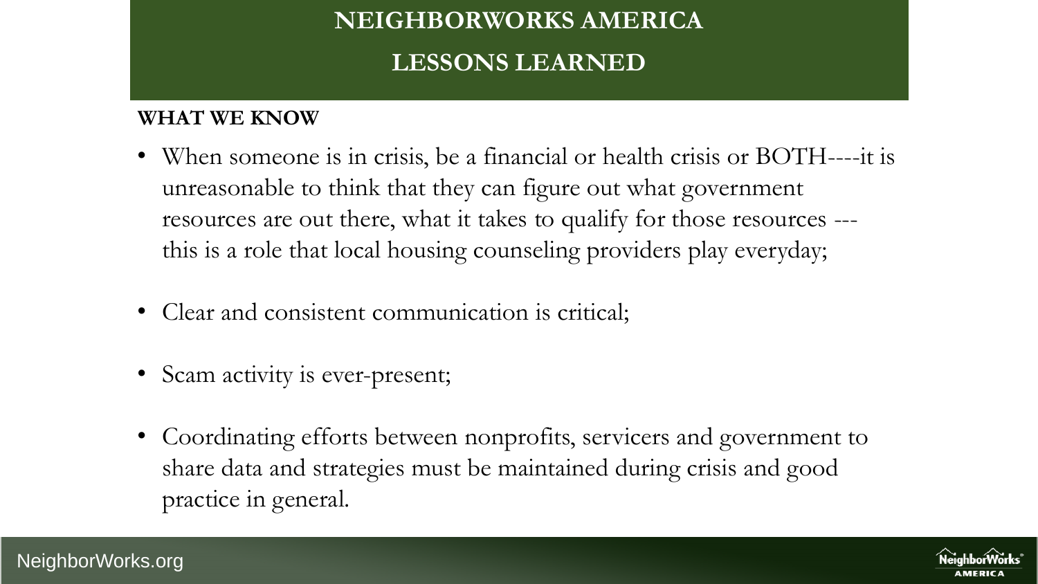# NEIGHBORWORKS AMERICA

## LESSONS LEARNED

**WHAT WE KNOW**

- When someone is in crisis, be a financial or health crisis or BOTH----it is unreasonable to think that they can figure out what government resources are out there, what it takes to qualify for those resources --- this is a role that local housing counseling providers play everyday;
- Clear and consistent communication is critical;
- Scam activity is ever-present;
- Coordinating efforts between nonprofits, servicers and government to share data and strategies must be maintained during crisis and good practice in general.